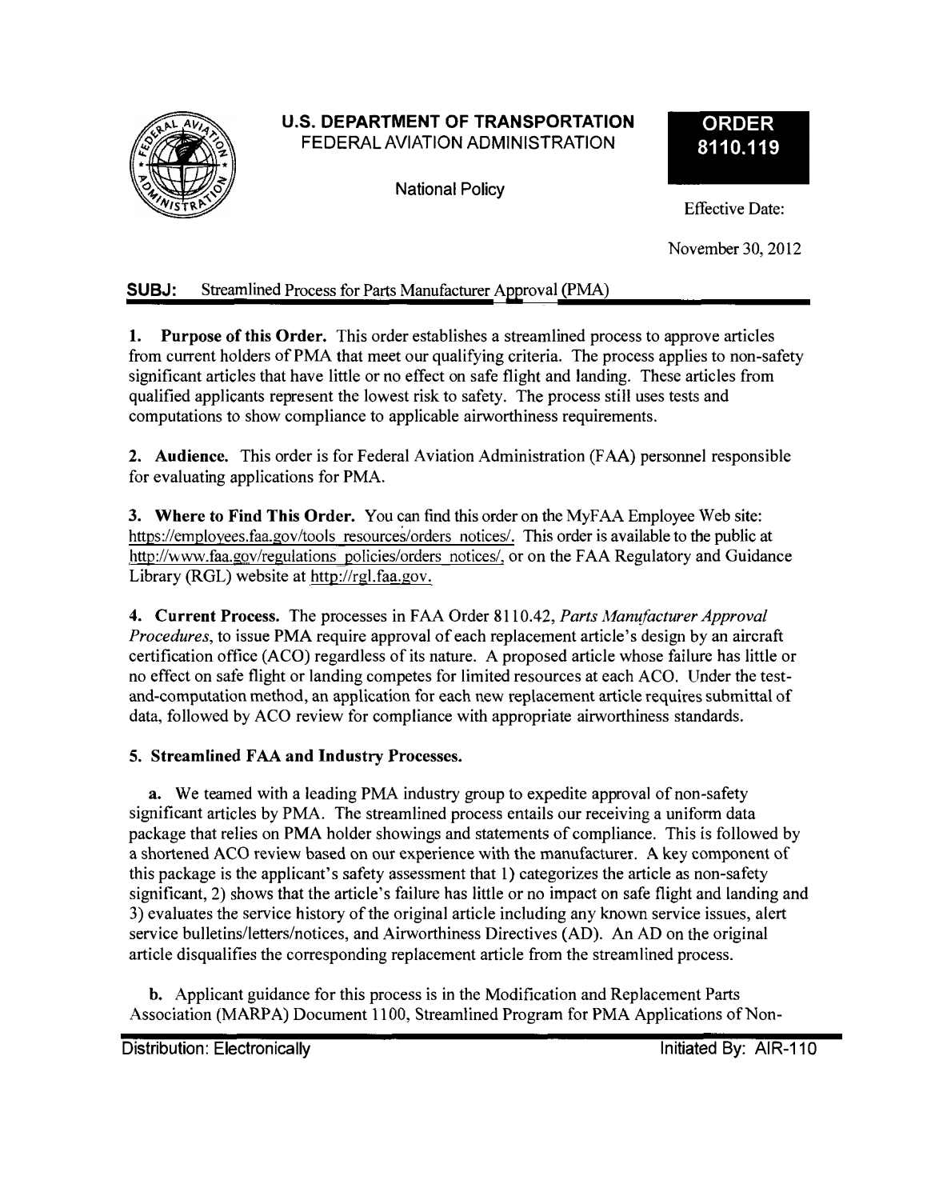# U.S. DEPARTMENT OF TRANSPORTATION
FEDERAL AVIATION ADMINISTRATION

National Policy

**ORDER 8110.119**

Effective Date:

November 30, 2012

**SUBJ:** Streamlined Process for Parts Manufacturer Approval (PMA)

**1. Purpose of this Order.** This order establishes a streamlined process to approve articles from current holders of PMA that meet our qualifying criteria. The process applies to non-safety significant articles that have little or no effect on safe flight and landing. These articles from qualified applicants represent the lowest risk to safety. The process still uses tests and computations to show compliance to applicable airworthiness requirements.

**2. Audience.** This order is for Federal Aviation Administration (FAA) personnel responsible for evaluating applications for PMA.

**3. Where to Find This Order.** You can find this order on the MyFAA Employee Web site: https://employees.faa.gov/tools_resources/orders_notices/. This order is available to the public at http://www.faa.gov/regulations_policies/orders_notices/, or on the FAA Regulatory and Guidance Library (RGL) website at http://rgl.faa.gov.

**4. Current Process.** The processes in FAA Order 8110.42, *Parts Manufacturer Approval Procedures*, to issue PMA require approval of each replacement article's design by an aircraft certification office (ACO) regardless of its nature. A proposed article whose failure has little or no effect on safe flight or landing competes for limited resources at each ACO. Under the test-and-computation method, an application for each new replacement article requires submittal of data, followed by ACO review for compliance with appropriate airworthiness standards.

**5. Streamlined FAA and Industry Processes.**

**a.** We teamed with a leading PMA industry group to expedite approval of non-safety significant articles by PMA. The streamlined process entails our receiving a uniform data package that relies on PMA holder showings and statements of compliance. This is followed by a shortened ACO review based on our experience with the manufacturer. A key component of this package is the applicant's safety assessment that 1) categorizes the article as non-safety significant, 2) shows that the article's failure has little or no impact on safe flight and landing and 3) evaluates the service history of the original article including any known service issues, alert service bulletins/letters/notices, and Airworthiness Directives (AD). An AD on the original article disqualifies the corresponding replacement article from the streamlined process.

**b.** Applicant guidance for this process is in the Modification and Replacement Parts Association (MARPA) Document 1100, Streamlined Program for PMA Applications of Non-

Distribution: Electronically

Initiated By: AIR-110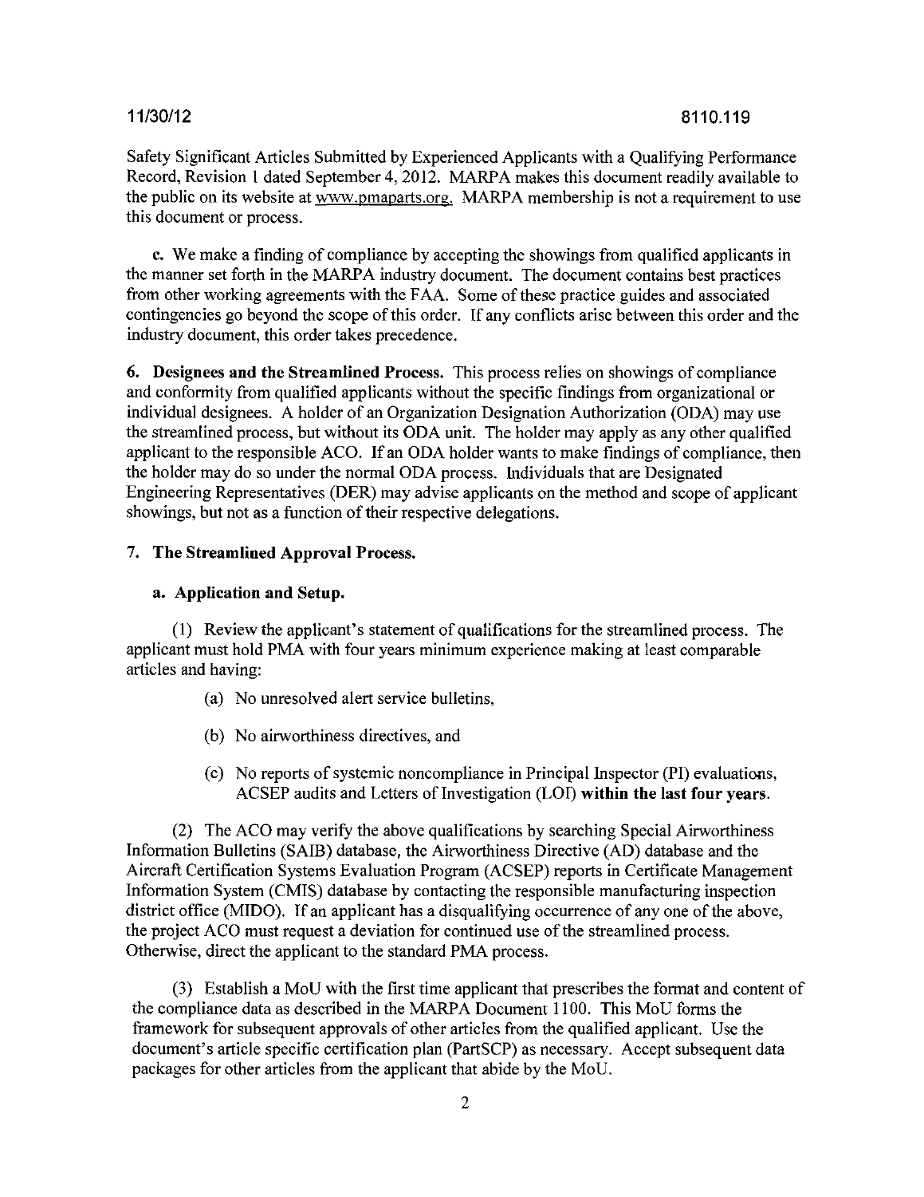Safety Significant Articles Submitted by Experienced Applicants with a Qualifying Performance Record, Revision 1 dated September 4, 2012. MARPA makes this document readily available to the public on its website at www.pmaparts.org. MARPA membership is not a requirement to use this document or process.

**c.** We make a finding of compliance by accepting the showings from qualified applicants in the manner set forth in the MARPA industry document. The document contains best practices from other working agreements with the FAA. Some of these practice guides and associated contingencies go beyond the scope of this order. If any conflicts arise between this order and the industry document, this order takes precedence.

**6. Designees and the Streamlined Process.** This process relies on showings of compliance and conformity from qualified applicants without the specific findings from organizational or individual designees. A holder of an Organization Designation Authorization (ODA) may use the streamlined process, but without its ODA unit. The holder may apply as any other qualified applicant to the responsible ACO. If an ODA holder wants to make findings of compliance, then the holder may do so under the normal ODA process. Individuals that are Designated Engineering Representatives (DER) may advise applicants on the method and scope of applicant showings, but not as a function of their respective delegations.

**7. The Streamlined Approval Process.**

**a. Application and Setup.**

(1) Review the applicant's statement of qualifications for the streamlined process. The applicant must hold PMA with four years minimum experience making at least comparable articles and having:

(a) No unresolved alert service bulletins,

(b) No airworthiness directives, and

(c) No reports of systemic noncompliance in Principal Inspector (PI) evaluations, ACSEP audits and Letters of Investigation (LOI) **within the last four years.**

(2) The ACO may verify the above qualifications by searching Special Airworthiness Information Bulletins (SAIB) database, the Airworthiness Directive (AD) database and the Aircraft Certification Systems Evaluation Program (ACSEP) reports in Certificate Management Information System (CMIS) database by contacting the responsible manufacturing inspection district office (MIDO). If an applicant has a disqualifying occurrence of any one of the above, the project ACO must request a deviation for continued use of the streamlined process. Otherwise, direct the applicant to the standard PMA process.

(3) Establish a MoU with the first time applicant that prescribes the format and content of the compliance data as described in the MARPA Document 1100. This MoU forms the framework for subsequent approvals of other articles from the qualified applicant. Use the document's article specific certification plan (PartSCP) as necessary. Accept subsequent data packages for other articles from the applicant that abide by the MoU.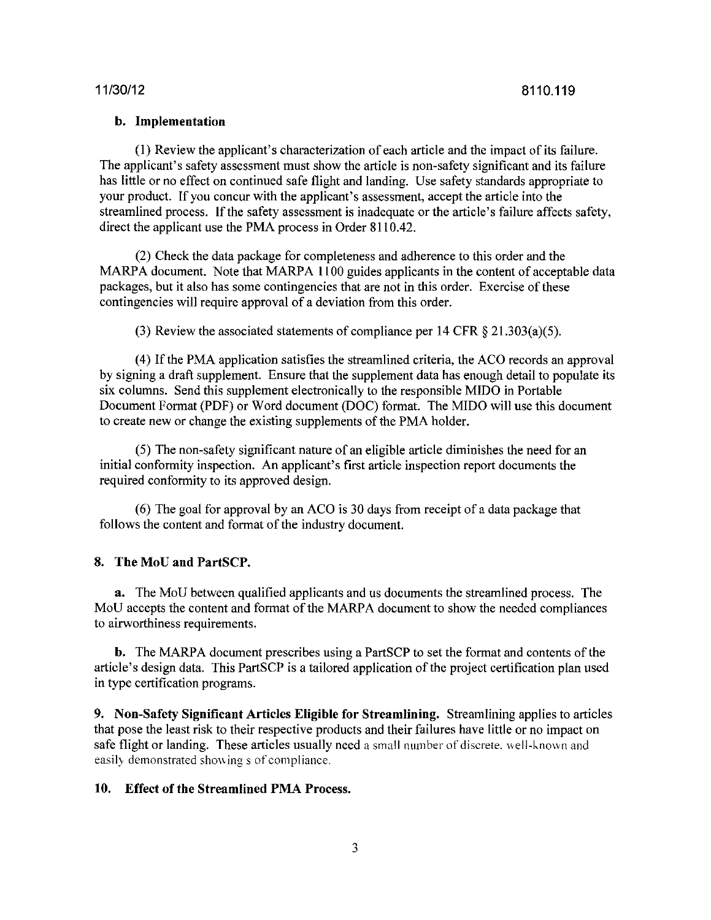**b. Implementation**

(1) Review the applicant's characterization of each article and the impact of its failure. The applicant's safety assessment must show the article is non-safety significant and its failure has little or no effect on continued safe flight and landing. Use safety standards appropriate to your product. If you concur with the applicant's assessment, accept the article into the streamlined process. If the safety assessment is inadequate or the article's failure affects safety, direct the applicant use the PMA process in Order 8110.42.

(2) Check the data package for completeness and adherence to this order and the MARPA document. Note that MARPA 1100 guides applicants in the content of acceptable data packages, but it also has some contingencies that are not in this order. Exercise of these contingencies will require approval of a deviation from this order.

(3) Review the associated statements of compliance per 14 CFR § 21.303(a)(5).

(4) If the PMA application satisfies the streamlined criteria, the ACO records an approval by signing a draft supplement. Ensure that the supplement data has enough detail to populate its six columns. Send this supplement electronically to the responsible MIDO in Portable Document Format (PDF) or Word document (DOC) format. The MIDO will use this document to create new or change the existing supplements of the PMA holder.

(5) The non-safety significant nature of an eligible article diminishes the need for an initial conformity inspection. An applicant's first article inspection report documents the required conformity to its approved design.

(6) The goal for approval by an ACO is 30 days from receipt of a data package that follows the content and format of the industry document.

**8. The MoU and PartSCP.**

**a.** The MoU between qualified applicants and us documents the streamlined process. The MoU accepts the content and format of the MARPA document to show the needed compliances to airworthiness requirements.

**b.** The MARPA document prescribes using a PartSCP to set the format and contents of the article's design data. This PartSCP is a tailored application of the project certification plan used in type certification programs.

**9. Non-Safety Significant Articles Eligible for Streamlining.** Streamlining applies to articles that pose the least risk to their respective products and their failures have little or no impact on safe flight or landing. These articles usually need a small number of discrete, well-known and easily demonstrated showing s of compliance.

**10. Effect of the Streamlined PMA Process.**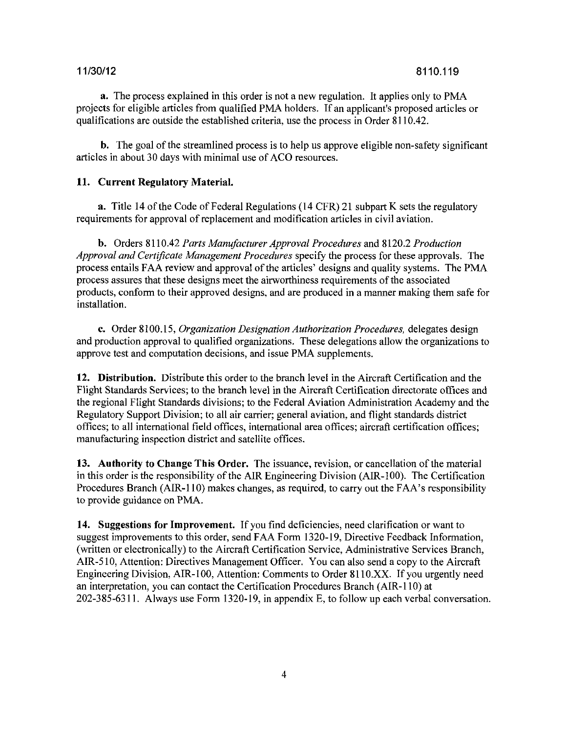**a.** The process explained in this order is not a new regulation. It applies only to PMA projects for eligible articles from qualified PMA holders. If an applicant's proposed articles or qualifications are outside the established criteria, use the process in Order 8110.42.

**b.** The goal of the streamlined process is to help us approve eligible non-safety significant articles in about 30 days with minimal use of ACO resources.

**11. Current Regulatory Material.**

**a.** Title 14 of the Code of Federal Regulations (14 CFR) 21 subpart K sets the regulatory requirements for approval of replacement and modification articles in civil aviation.

**b.** Orders 8110.42 *Parts Manufacturer Approval Procedures* and 8120.2 *Production Approval and Certificate Management Procedures* specify the process for these approvals. The process entails FAA review and approval of the articles' designs and quality systems. The PMA process assures that these designs meet the airworthiness requirements of the associated products, conform to their approved designs, and are produced in a manner making them safe for installation.

**c.** Order 8100.15, *Organization Designation Authorization Procedures,* delegates design and production approval to qualified organizations. These delegations allow the organizations to approve test and computation decisions, and issue PMA supplements.

**12. Distribution.** Distribute this order to the branch level in the Aircraft Certification and the Flight Standards Services; to the branch level in the Aircraft Certification directorate offices and the regional Flight Standards divisions; to the Federal Aviation Administration Academy and the Regulatory Support Division; to all air carrier; general aviation, and flight standards district offices; to all international field offices, international area offices; aircraft certification offices; manufacturing inspection district and satellite offices.

**13. Authority to Change This Order.** The issuance, revision, or cancellation of the material in this order is the responsibility of the AIR Engineering Division (AIR-100). The Certification Procedures Branch (AIR-110) makes changes, as required, to carry out the FAA's responsibility to provide guidance on PMA.

**14. Suggestions for Improvement.** If you find deficiencies, need clarification or want to suggest improvements to this order, send FAA Form 1320-19, Directive Feedback Information, (written or electronically) to the Aircraft Certification Service, Administrative Services Branch, AIR-510, Attention: Directives Management Officer. You can also send a copy to the Aircraft Engineering Division, AIR-100, Attention: Comments to Order 8110.XX. If you urgently need an interpretation, you can contact the Certification Procedures Branch (AIR-110) at 202-385-6311. Always use Form 1320-19, in appendix E, to follow up each verbal conversation.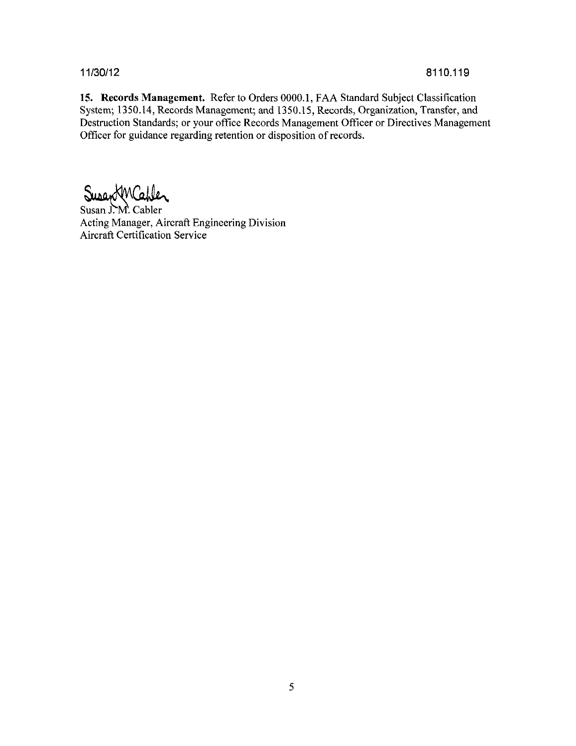**15. Records Management.** Refer to Orders 0000.1, FAA Standard Subject Classification System; 1350.14, Records Management; and 1350.15, Records, Organization, Transfer, and Destruction Standards; or your office Records Management Officer or Directives Management Officer for guidance regarding retention or disposition of records.

Susan J. M. Cabler
Acting Manager, Aircraft Engineering Division
Aircraft Certification Service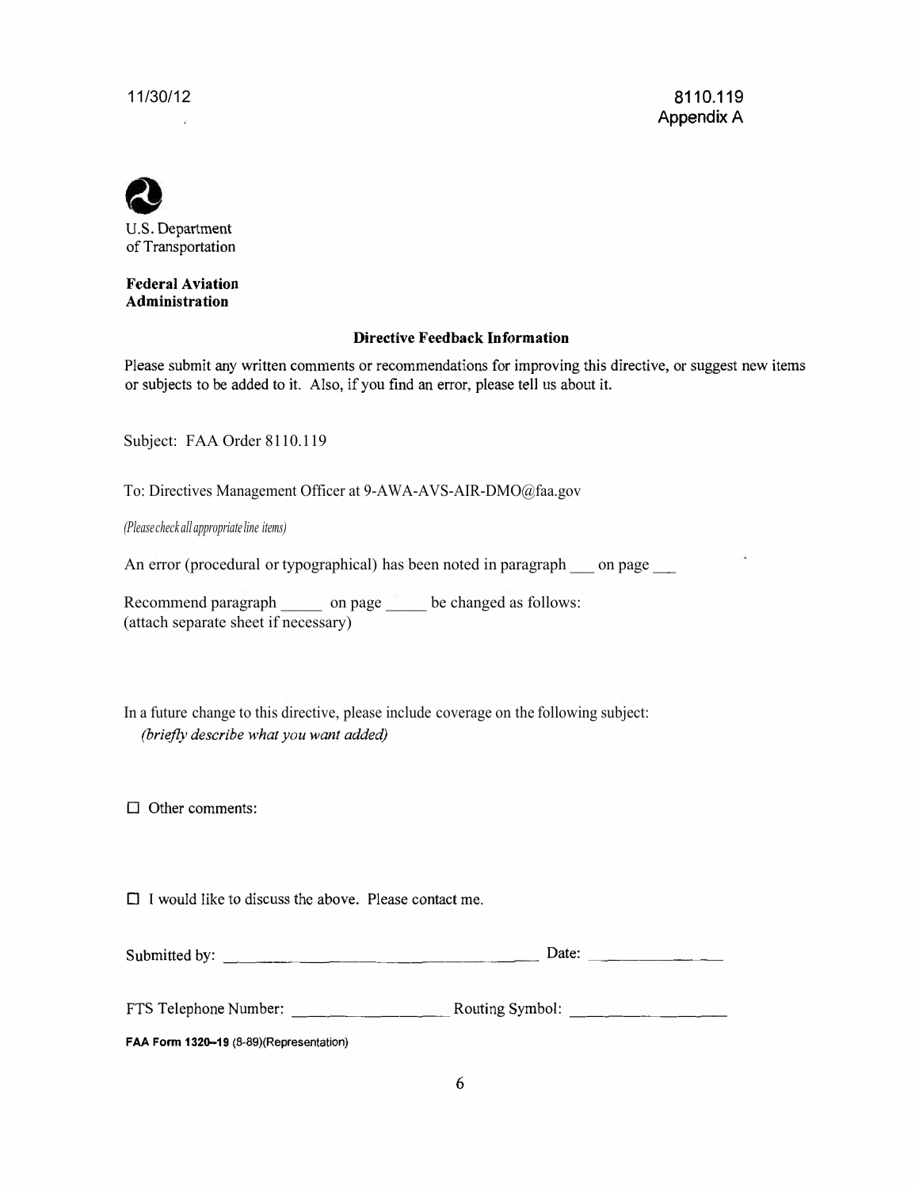U.S. Department of Transportation

**Federal Aviation Administration**

**Directive Feedback Information**

Please submit any written comments or recommendations for improving this directive, or suggest new items or subjects to be added to it. Also, if you find an error, please tell us about it.

Subject: FAA Order 8110.119

To: Directives Management Officer at 9-AWA-AVS-AIR-DMO@faa.gov

*(Please check all appropriate line items)*

An error (procedural or typographical) has been noted in paragraph ___ on page ___

Recommend paragraph _____ on page _____ be changed as follows:
(attach separate sheet if necessary)

In a future change to this directive, please include coverage on the following subject:
*(briefly describe what you want added)*

☐ Other comments:

☐ I would like to discuss the above. Please contact me.

Submitted by: ______________________________ Date: ______________

FTS Telephone Number: __________________ Routing Symbol: __________________

**FAA Form 1320-19** (8-89)(Representation)